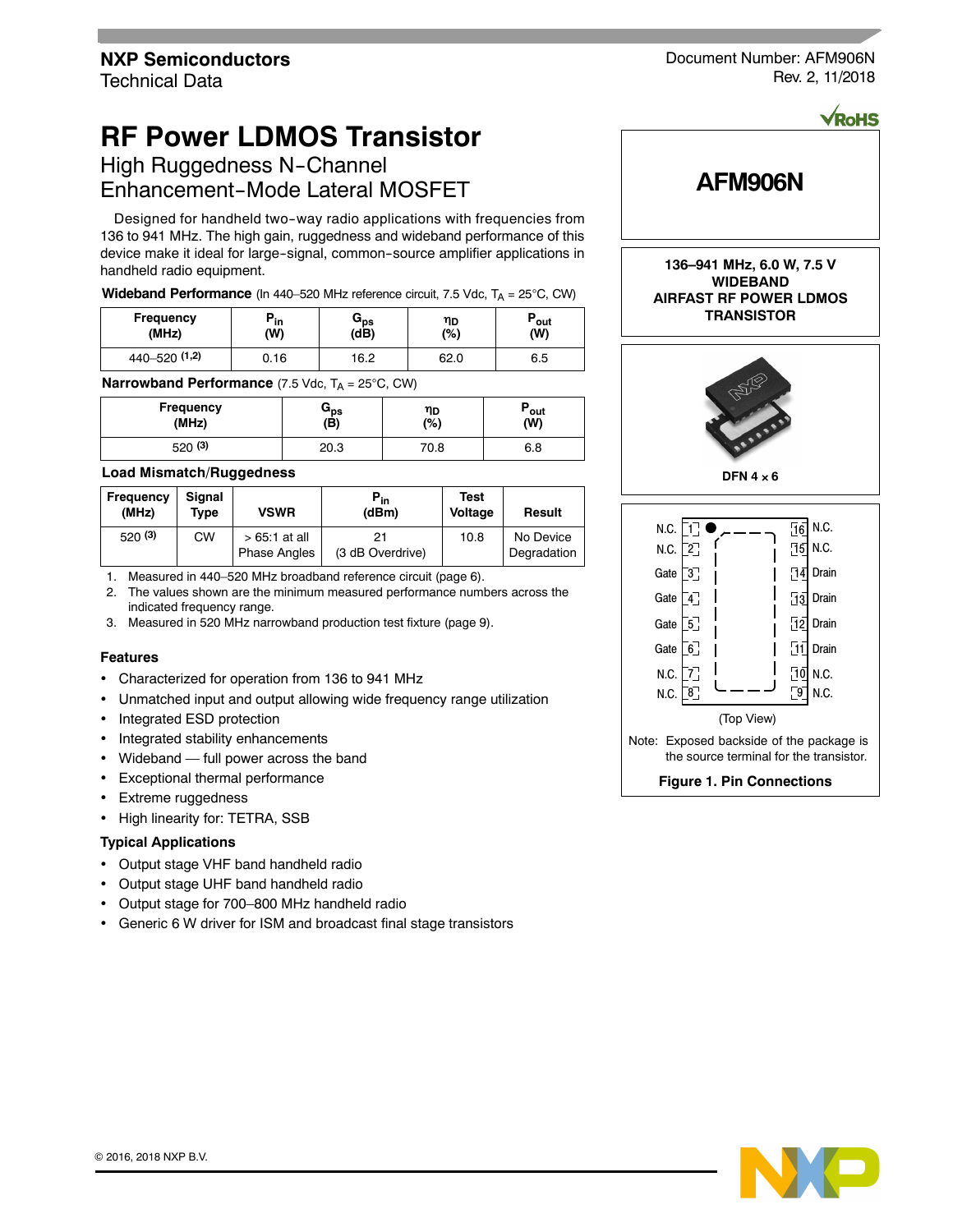NXP Semiconductors
Technical Data

Document Number: AFM906N
Rev. 2, 11/2018

# RF Power LDMOS Transistor

## High Ruggedness N-Channel Enhancement-Mode Lateral MOSFET

Designed for handheld two-way radio applications with frequencies from 136 to 941 MHz. The high gain, ruggedness and wideband performance of this device make it ideal for large-signal, common-source amplifier applications in handheld radio equipment.

**Wideband Performance** (In 440–520 MHz reference circuit, 7.5 Vdc, $T_A$ = 25°C, CW)

| Frequency (MHz) | $P_{in}$ (W) | $G_{ps}$ (dB) | $\eta_D$ (%) | $P_{out}$ (W) |
|---|---|---|---|---|
| 440–520 [1,2] | 0.16 | 16.2 | 62.0 | 6.5 |

**Narrowband Performance** (7.5 Vdc, $T_A$ = 25°C, CW)

| Frequency (MHz) | $G_{ps}$ (B) | $\eta_D$ (%) | $P_{out}$ (W) |
|---|---|---|---|
| 520 [3] | 20.3 | 70.8 | 6.8 |

**Load Mismatch/Ruggedness**

| Frequency (MHz) | Signal Type | VSWR | $P_{in}$ (dBm) | Test Voltage | Result |
|---|---|---|---|---|---|
| 520 [3] | CW | > 65:1 at all Phase Angles | 21 (3 dB Overdrive) | 10.8 | No Device Degradation |

1. Measured in 440–520 MHz broadband reference circuit (page 6).
2. The values shown are the minimum measured performance numbers across the indicated frequency range.
3. Measured in 520 MHz narrowband production test fixture (page 9).

### Features

- Characterized for operation from 136 to 941 MHz
- Unmatched input and output allowing wide frequency range utilization
- Integrated ESD protection
- Integrated stability enhancements
- Wideband — full power across the band
- Exceptional thermal performance
- Extreme ruggedness
- High linearity for: TETRA, SSB

### Typical Applications

- Output stage VHF band handheld radio
- Output stage UHF band handheld radio
- Output stage for 700–800 MHz handheld radio
- Generic 6 W driver for ISM and broadcast final stage transistors

**AFM906N**

**136–941 MHz, 6.0 W, 7.5 V WIDEBAND AIRFAST RF POWER LDMOS TRANSISTOR**

DFN 4 × 6

| Pin | Function | Pin | Function |
|---|---|---|---|
| 1 | N.C. | 16 | N.C. |
| 2 | N.C. | 15 | N.C. |
| 3 | Gate | 14 | Drain |
| 4 | Gate | 13 | Drain |
| 5 | Gate | 12 | Drain |
| 6 | Gate | 11 | Drain |
| 7 | N.C. | 10 | N.C. |
| 8 | N.C. | 9 | N.C. |

(Top View)

Note: Exposed backside of the package is the source terminal for the transistor.

**Figure 1. Pin Connections**

© 2016, 2018 NXP B.V.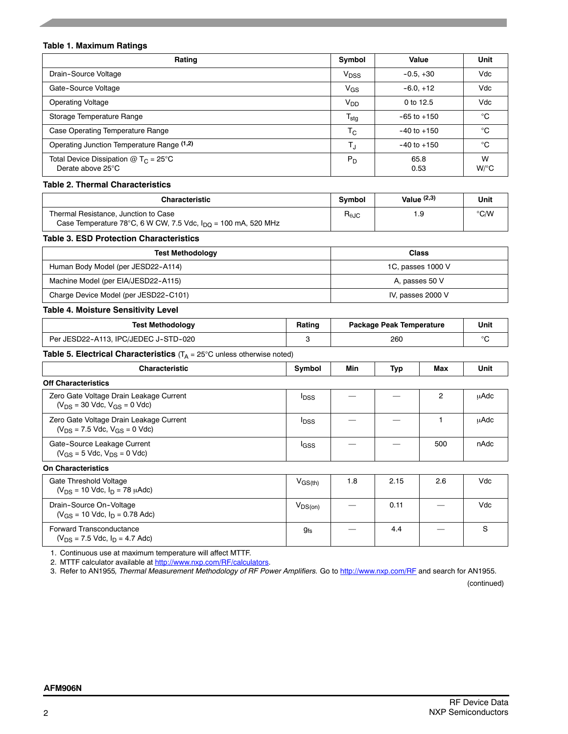**Table 1. Maximum Ratings**

| Rating | Symbol | Value | Unit |
|---|---|---|---|
| Drain-Source Voltage | $V_{DSS}$ | -0.5, +30 | Vdc |
| Gate-Source Voltage | $V_{GS}$ | -6.0, +12 | Vdc |
| Operating Voltage | $V_{DD}$ | 0 to 12.5 | Vdc |
| Storage Temperature Range | $T_{stg}$ | -65 to +150 | °C |
| Case Operating Temperature Range | $T_C$ | -40 to +150 | °C |
| Operating Junction Temperature Range (1,2) | $T_J$ | -40 to +150 | °C |
| Total Device Dissipation @ $T_C$ = 25°C<br>Derate above 25°C | $P_D$ | 65.8<br>0.53 | W<br>W/°C |

**Table 2. Thermal Characteristics**

| Characteristic | Symbol | Value (2,3) | Unit |
|---|---|---|---|
| Thermal Resistance, Junction to Case<br>Case Temperature 78°C, 6 W CW, 7.5 Vdc, $I_{DQ}$ = 100 mA, 520 MHz | $R_{\theta JC}$ | 1.9 | °C/W |

**Table 3. ESD Protection Characteristics**

| Test Methodology | Class |
|---|---|
| Human Body Model (per JESD22-A114) | 1C, passes 1000 V |
| Machine Model (per EIA/JESD22-A115) | A, passes 50 V |
| Charge Device Model (per JESD22-C101) | IV, passes 2000 V |

**Table 4. Moisture Sensitivity Level**

| Test Methodology | Rating | Package Peak Temperature | Unit |
|---|---|---|---|
| Per JESD22-A113, IPC/JEDEC J-STD-020 | 3 | 260 | °C |

**Table 5. Electrical Characteristics** ($T_A$ = 25°C unless otherwise noted)

| Characteristic | Symbol | Min | Typ | Max | Unit |
|---|---|---|---|---|---|
| **Off Characteristics** | | | | | |
| Zero Gate Voltage Drain Leakage Current<br>($V_{DS}$ = 30 Vdc, $V_{GS}$ = 0 Vdc) | $I_{DSS}$ | — | — | 2 | μAdc |
| Zero Gate Voltage Drain Leakage Current<br>($V_{DS}$ = 7.5 Vdc, $V_{GS}$ = 0 Vdc) | $I_{DSS}$ | — | — | 1 | μAdc |
| Gate-Source Leakage Current<br>($V_{GS}$ = 5 Vdc, $V_{DS}$ = 0 Vdc) | $I_{GSS}$ | — | — | 500 | nAdc |
| **On Characteristics** | | | | | |
| Gate Threshold Voltage<br>($V_{DS}$ = 10 Vdc, $I_D$ = 78 μAdc) | $V_{GS(th)}$ | 1.8 | 2.15 | 2.6 | Vdc |
| Drain-Source On-Voltage<br>($V_{GS}$ = 10 Vdc, $I_D$ = 0.78 Adc) | $V_{DS(on)}$ | — | 0.11 | — | Vdc |
| Forward Transconductance<br>($V_{DS}$ = 7.5 Vdc, $I_D$ = 4.7 Adc) | $g_{fs}$ | — | 4.4 | — | S |

1. Continuous use at maximum temperature will affect MTTF.
2. MTTF calculator available at http://www.nxp.com/RF/calculators.
3. Refer to AN1955, *Thermal Measurement Methodology of RF Power Amplifiers.* Go to http://www.nxp.com/RF and search for AN1955.

(continued)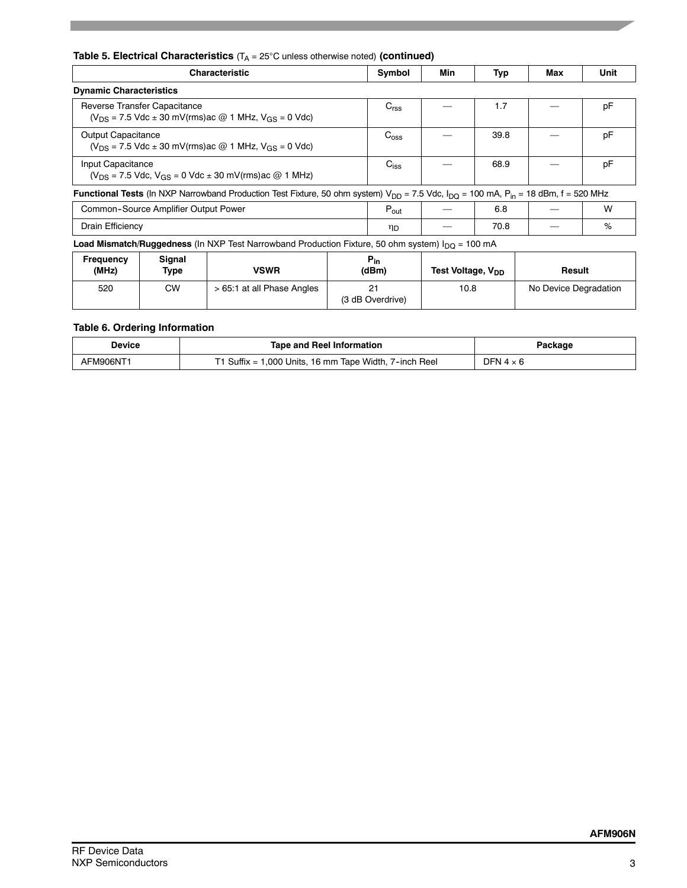**Table 5. Electrical Characteristics** ($T_A$ = 25°C unless otherwise noted) **(continued)**

| Characteristic | Symbol | Min | Typ | Max | Unit |
|---|---|---|---|---|---|
| **Dynamic Characteristics** | | | | | |
| Reverse Transfer Capacitance ($V_{DS}$ = 7.5 Vdc ± 30 mV(rms)ac @ 1 MHz, $V_{GS}$ = 0 Vdc) | $C_{rss}$ | — | 1.7 | — | pF |
| Output Capacitance ($V_{DS}$ = 7.5 Vdc ± 30 mV(rms)ac @ 1 MHz, $V_{GS}$ = 0 Vdc) | $C_{oss}$ | — | 39.8 | — | pF |
| Input Capacitance ($V_{DS}$ = 7.5 Vdc, $V_{GS}$ = 0 Vdc ± 30 mV(rms)ac @ 1 MHz) | $C_{iss}$ | — | 68.9 | — | pF |
| **Functional Tests** (In NXP Narrowband Production Test Fixture, 50 ohm system) $V_{DD}$ = 7.5 Vdc, $I_{DQ}$ = 100 mA, $P_{in}$ = 18 dBm, f = 520 MHz | | | | | |
| Common-Source Amplifier Output Power | $P_{out}$ | — | 6.8 | — | W |
| Drain Efficiency | $\eta_D$ | — | 70.8 | — | % |

**Load Mismatch/Ruggedness** (In NXP Test Narrowband Production Fixture, 50 ohm system) $I_{DQ}$ = 100 mA

| Frequency (MHz) | Signal Type | VSWR | $P_{in}$ (dBm) | Test Voltage, $V_{DD}$ | Result |
|---|---|---|---|---|---|
| 520 | CW | > 65:1 at all Phase Angles | 21 (3 dB Overdrive) | 10.8 | No Device Degradation |

**Table 6. Ordering Information**

| Device | Tape and Reel Information | Package |
|---|---|---|
| AFM906NT1 | T1 Suffix = 1,000 Units, 16 mm Tape Width, 7-inch Reel | DFN 4 × 6 |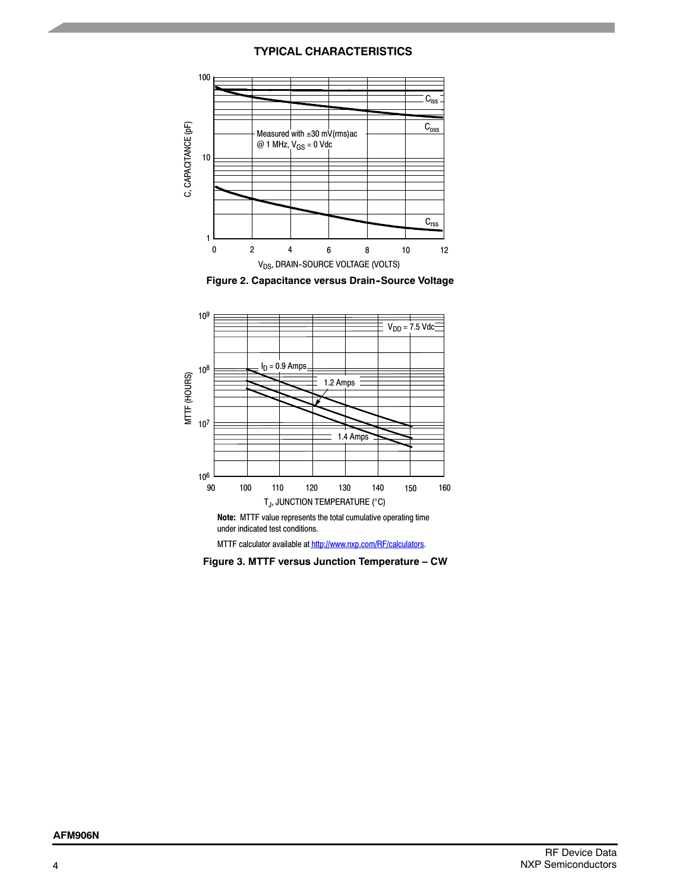## TYPICAL CHARACTERISTICS

Measured with ±30 mV(rms)ac @ 1 MHz, $V_{GS}$ = 0 Vdc

Figure 2. Capacitance versus Drain-Source Voltage

$V_{DD}$ = 7.5 Vdc

**Note:** MTTF value represents the total cumulative operating time under indicated test conditions.

MTTF calculator available at http://www.nxp.com/RF/calculators.

Figure 3. MTTF versus Junction Temperature – CW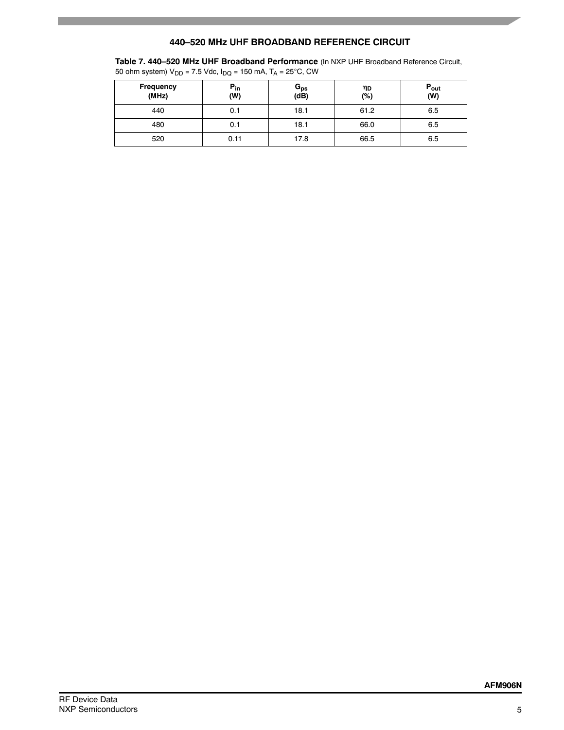## 440–520 MHz UHF BROADBAND REFERENCE CIRCUIT

**Table 7. 440–520 MHz UHF Broadband Performance** (In NXP UHF Broadband Reference Circuit, 50 ohm system) $V_{DD}$ = 7.5 Vdc, $I_{DQ}$ = 150 mA, $T_A$ = 25°C, CW

| Frequency (MHz) | $P_{in}$ (W) | $G_{ps}$ (dB) | $\eta_D$ (%) | $P_{out}$ (W) |
|---|---|---|---|---|
| 440 | 0.1 | 18.1 | 61.2 | 6.5 |
| 480 | 0.1 | 18.1 | 66.0 | 6.5 |
| 520 | 0.11 | 17.8 | 66.5 | 6.5 |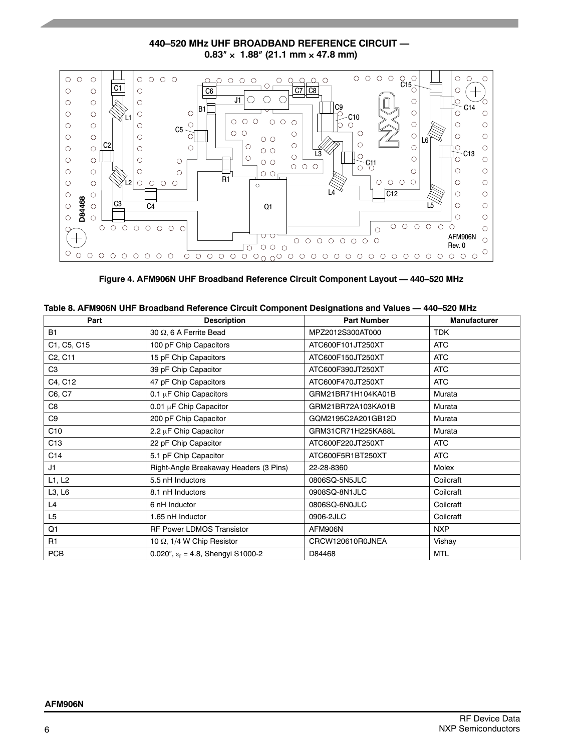## 440–520 MHz UHF BROADBAND REFERENCE CIRCUIT — 0.83″ × 1.88″ (21.1 mm × 47.8 mm)

Figure 4. AFM906N UHF Broadband Reference Circuit Component Layout — 440–520 MHz

**Table 8. AFM906N UHF Broadband Reference Circuit Component Designations and Values — 440–520 MHz**

| Part | Description | Part Number | Manufacturer |
|---|---|---|---|
| B1 | 30 Ω, 6 A Ferrite Bead | MPZ2012S300AT000 | TDK |
| C1, C5, C15 | 100 pF Chip Capacitors | ATC600F101JT250XT | ATC |
| C2, C11 | 15 pF Chip Capacitors | ATC600F150JT250XT | ATC |
| C3 | 39 pF Chip Capacitor | ATC600F390JT250XT | ATC |
| C4, C12 | 47 pF Chip Capacitors | ATC600F470JT250XT | ATC |
| C6, C7 | 0.1 μF Chip Capacitors | GRM21BR71H104KA01B | Murata |
| C8 | 0.01 μF Chip Capacitor | GRM21BR72A103KA01B | Murata |
| C9 | 200 pF Chip Capacitor | GQM2195C2A201GB12D | Murata |
| C10 | 2.2 μF Chip Capacitor | GRM31CR71H225KA88L | Murata |
| C13 | 22 pF Chip Capacitor | ATC600F220JT250XT | ATC |
| C14 | 5.1 pF Chip Capacitor | ATC600F5R1BT250XT | ATC |
| J1 | Right-Angle Breakaway Headers (3 Pins) | 22-28-8360 | Molex |
| L1, L2 | 5.5 nH Inductors | 0806SQ-5N5JLC | Coilcraft |
| L3, L6 | 8.1 nH Inductors | 0908SQ-8N1JLC | Coilcraft |
| L4 | 6 nH Inductor | 0806SQ-6N0JLC | Coilcraft |
| L5 | 1.65 nH Inductor | 0906-2JLC | Coilcraft |
| Q1 | RF Power LDMOS Transistor | AFM906N | NXP |
| R1 | 10 Ω, 1/4 W Chip Resistor | CRCW120610R0JNEA | Vishay |
| PCB | 0.020″, $\varepsilon_r$ = 4.8, Shengyi S1000-2 | D84468 | MTL |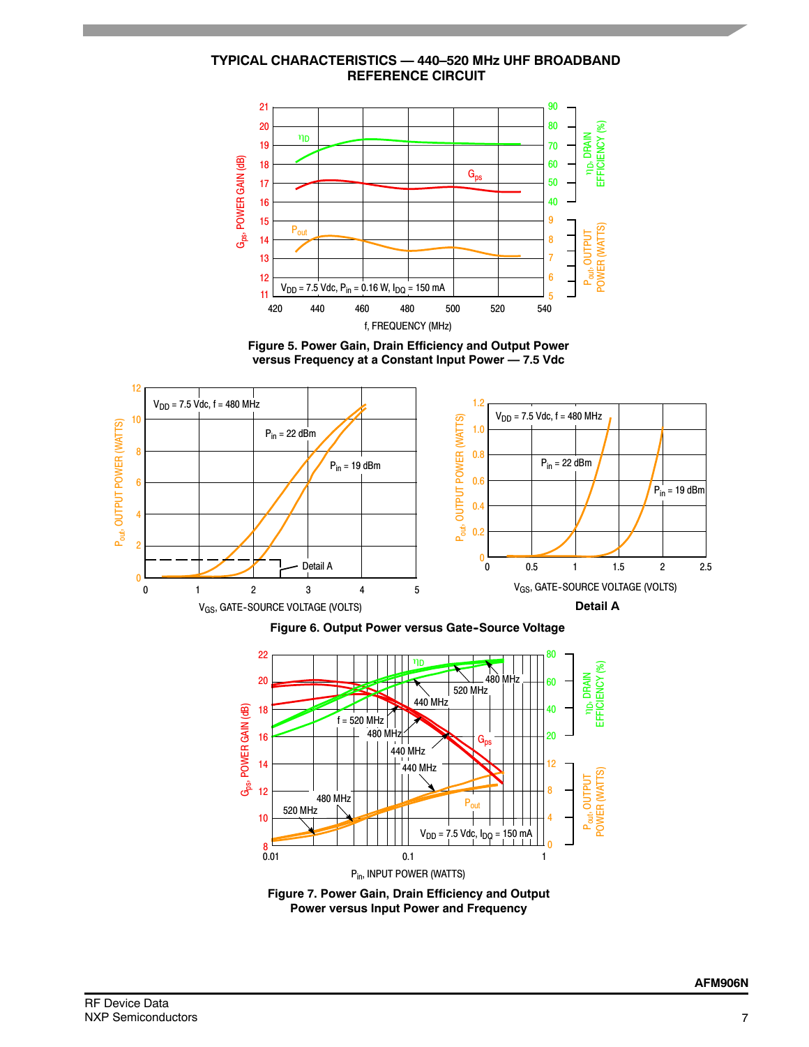## TYPICAL CHARACTERISTICS — 440–520 MHz UHF BROADBAND REFERENCE CIRCUIT

**Figure 5. Power Gain, Drain Efficiency and Output Power versus Frequency at a Constant Input Power — 7.5 Vdc**

**Figure 6. Output Power versus Gate-Source Voltage**

**Figure 7. Power Gain, Drain Efficiency and Output Power versus Input Power and Frequency**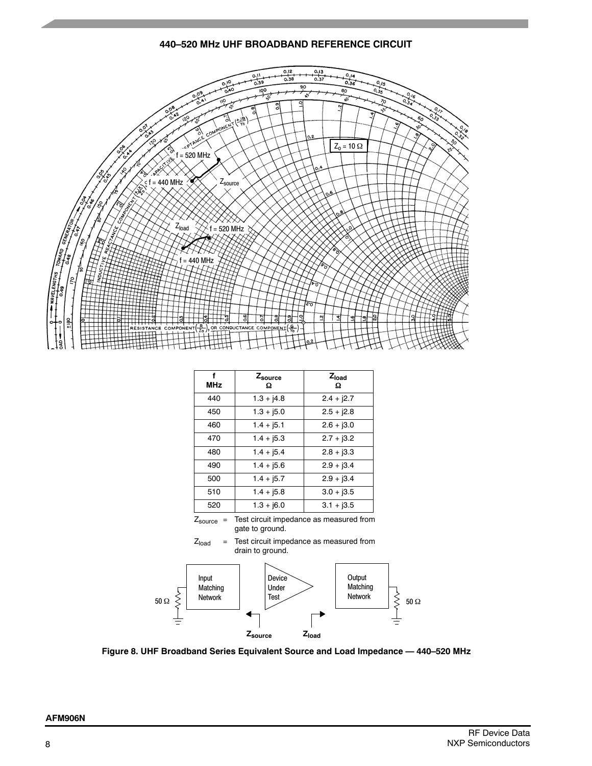## 440–520 MHz UHF BROADBAND REFERENCE CIRCUIT

| f MHz | $Z_{source}$ Ω | $Z_{load}$ Ω |
|---|---|---|
| 440 | 1.3 + j4.8 | 2.4 + j2.7 |
| 450 | 1.3 + j5.0 | 2.5 + j2.8 |
| 460 | 1.4 + j5.1 | 2.6 + j3.0 |
| 470 | 1.4 + j5.3 | 2.7 + j3.2 |
| 480 | 1.4 + j5.4 | 2.8 + j3.3 |
| 490 | 1.4 + j5.6 | 2.9 + j3.4 |
| 500 | 1.4 + j5.7 | 2.9 + j3.4 |
| 510 | 1.4 + j5.8 | 3.0 + j3.5 |
| 520 | 1.3 + j6.0 | 3.1 + j3.5 |

$Z_{source}$ = Test circuit impedance as measured from gate to ground.

$Z_{load}$ = Test circuit impedance as measured from drain to ground.

**Figure 8. UHF Broadband Series Equivalent Source and Load Impedance — 440–520 MHz**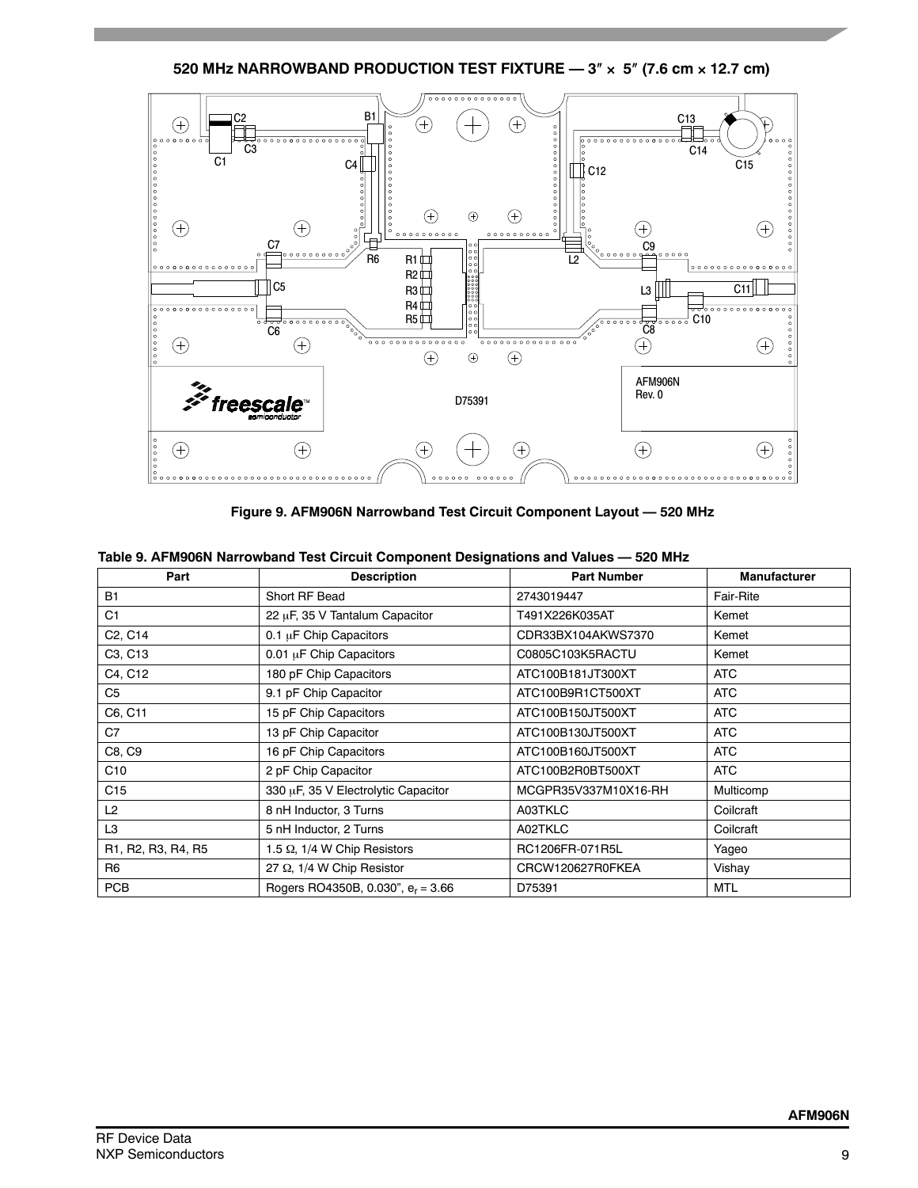**520 MHz NARROWBAND PRODUCTION TEST FIXTURE — 3″ × 5″ (7.6 cm × 12.7 cm)**

**Figure 9. AFM906N Narrowband Test Circuit Component Layout — 520 MHz**

**Table 9. AFM906N Narrowband Test Circuit Component Designations and Values — 520 MHz**

| Part | Description | Part Number | Manufacturer |
|---|---|---|---|
| B1 | Short RF Bead | 2743019447 | Fair-Rite |
| C1 | 22 μF, 35 V Tantalum Capacitor | T491X226K035AT | Kemet |
| C2, C14 | 0.1 μF Chip Capacitors | CDR33BX104AKWS7370 | Kemet |
| C3, C13 | 0.01 μF Chip Capacitors | C0805C103K5RACTU | Kemet |
| C4, C12 | 180 pF Chip Capacitors | ATC100B181JT300XT | ATC |
| C5 | 9.1 pF Chip Capacitor | ATC100B9R1CT500XT | ATC |
| C6, C11 | 15 pF Chip Capacitors | ATC100B150JT500XT | ATC |
| C7 | 13 pF Chip Capacitor | ATC100B130JT500XT | ATC |
| C8, C9 | 16 pF Chip Capacitors | ATC100B160JT500XT | ATC |
| C10 | 2 pF Chip Capacitor | ATC100B2R0BT500XT | ATC |
| C15 | 330 μF, 35 V Electrolytic Capacitor | MCGPR35V337M10X16-RH | Multicomp |
| L2 | 8 nH Inductor, 3 Turns | A03TKLC | Coilcraft |
| L3 | 5 nH Inductor, 2 Turns | A02TKLC | Coilcraft |
| R1, R2, R3, R4, R5 | 1.5 Ω, 1/4 W Chip Resistors | RC1206FR-071R5L | Yageo |
| R6 | 27 Ω, 1/4 W Chip Resistor | CRCW120627R0FKEA | Vishay |
| PCB | Rogers RO4350B, 0.030″, $\epsilon_r$ = 3.66 | D75391 | MTL |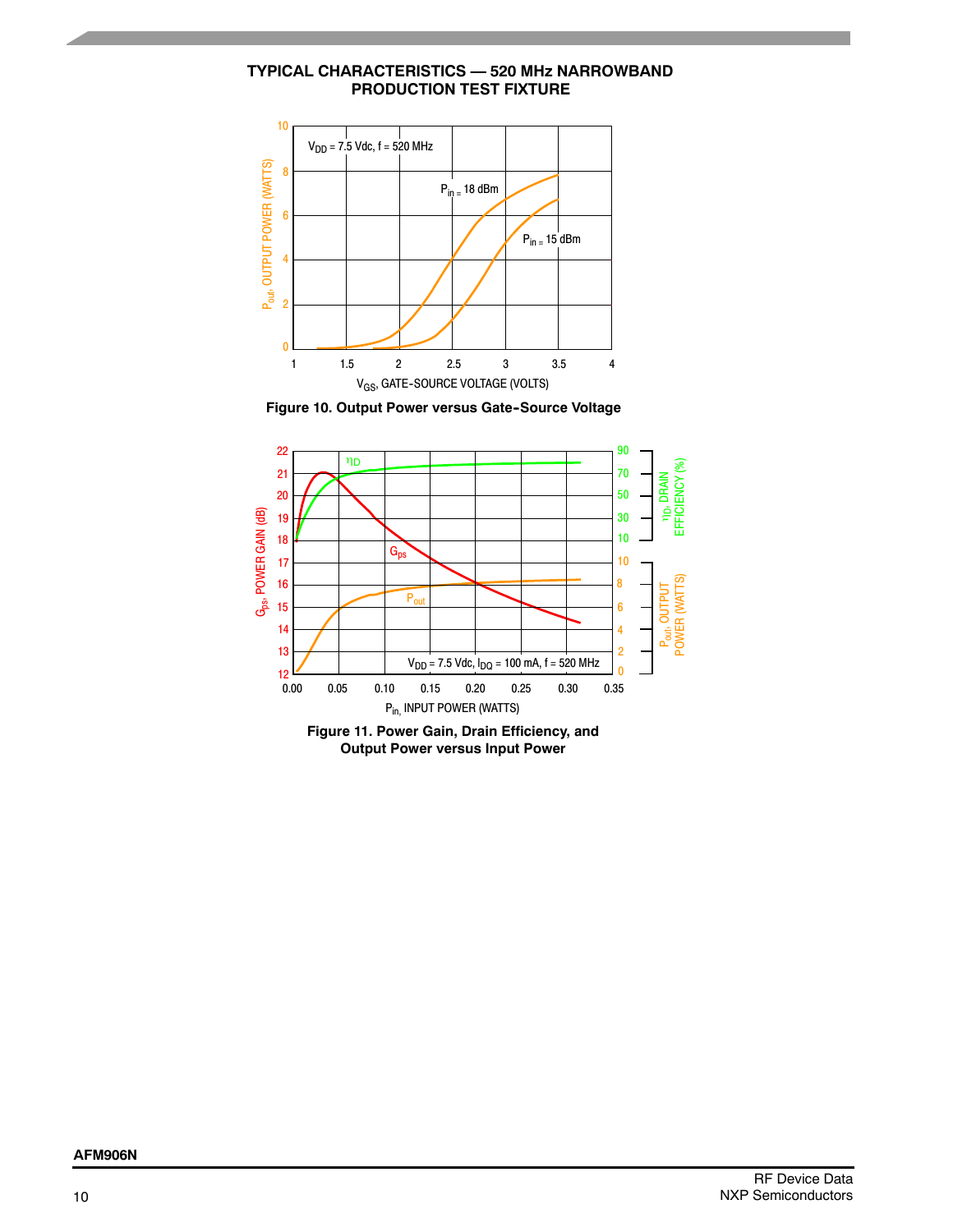## TYPICAL CHARACTERISTICS — 520 MHz NARROWBAND PRODUCTION TEST FIXTURE

**Figure 10. Output Power versus Gate-Source Voltage**

**Figure 11. Power Gain, Drain Efficiency, and Output Power versus Input Power**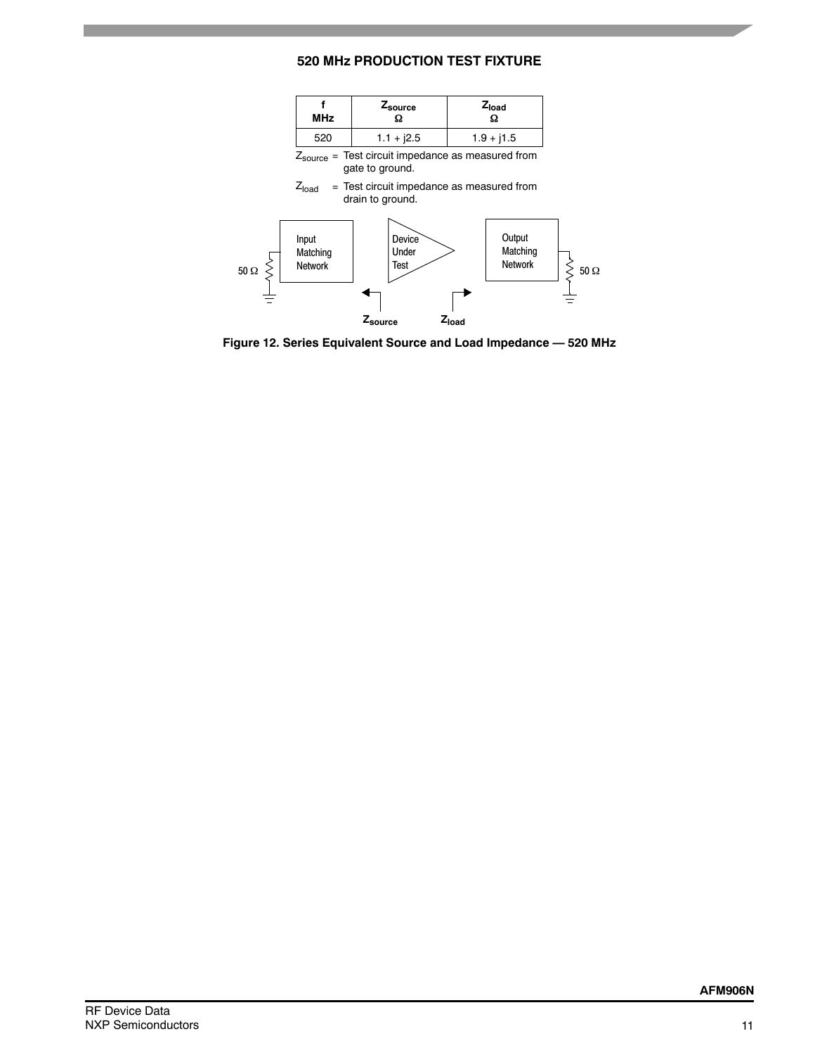## 520 MHz PRODUCTION TEST FIXTURE

| f MHz | $Z_{source}$ Ω | $Z_{load}$ Ω |
|---|---|---|
| 520 | 1.1 + j2.5 | 1.9 + j1.5 |

$Z_{source}$ = Test circuit impedance as measured from gate to ground.

$Z_{load}$ = Test circuit impedance as measured from drain to ground.

50 Ω | Input Matching Network | Device Under Test | Output Matching Network | 50 Ω

$Z_{source}$ $Z_{load}$

**Figure 12. Series Equivalent Source and Load Impedance — 520 MHz**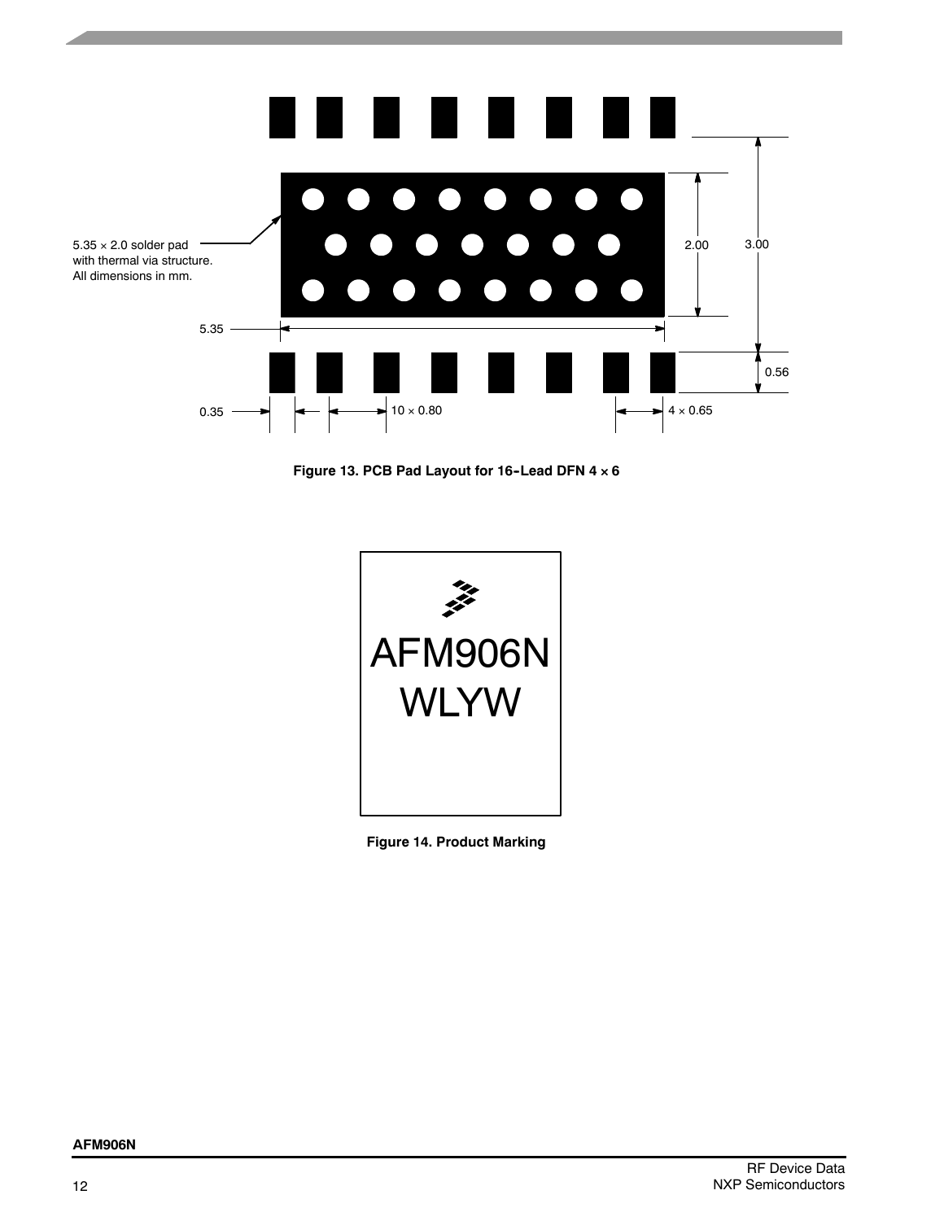5.35 × 2.0 solder pad with thermal via structure. All dimensions in mm.

5.35

2.00

3.00

0.56

0.35

10 × 0.80

4 × 0.65

**Figure 13. PCB Pad Layout for 16-Lead DFN 4 × 6**

AFM906N
WLYW

**Figure 14. Product Marking**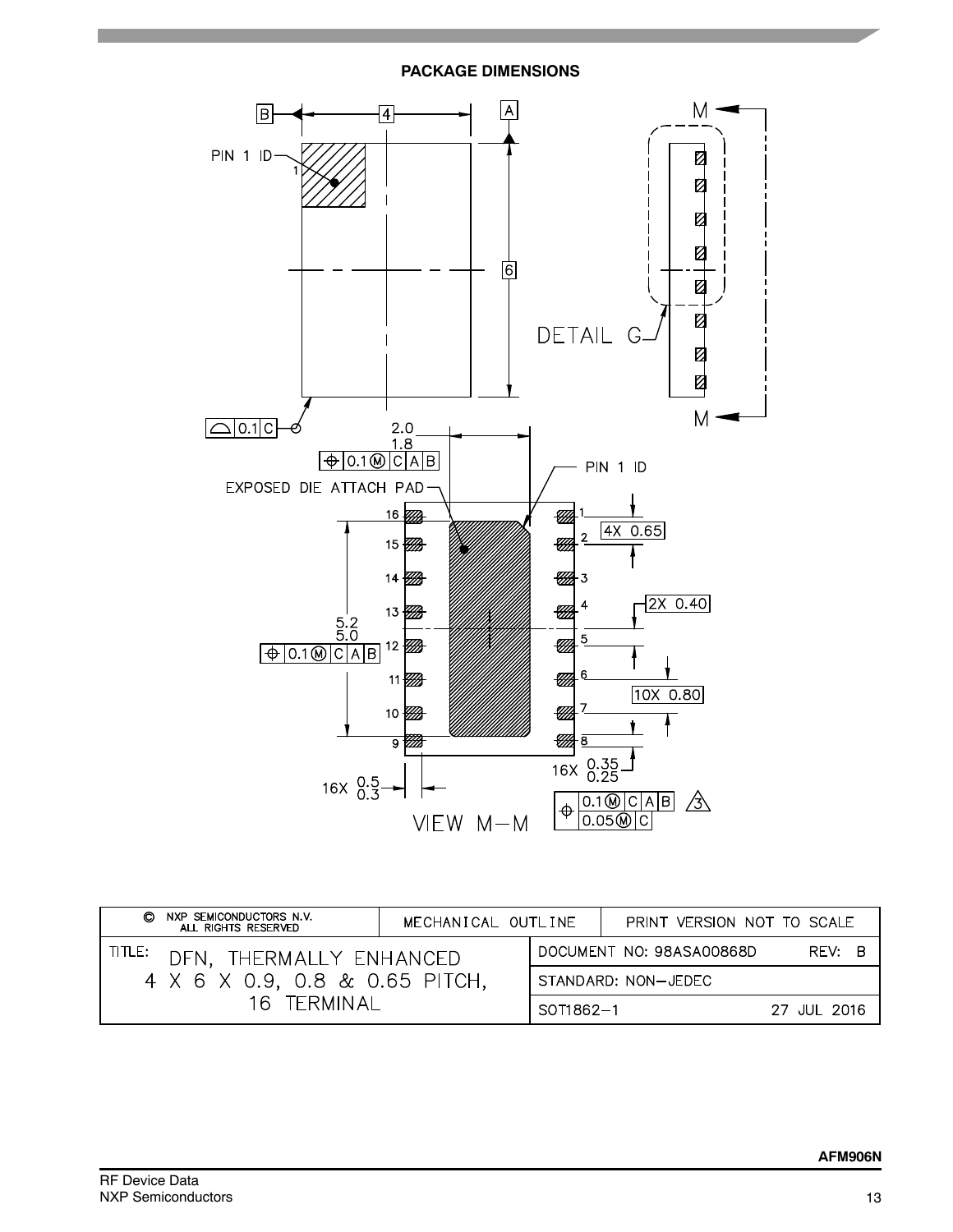## PACKAGE DIMENSIONS

B — 4 — A

PIN 1 ID

6

M

DETAIL G

M

0.1 C

2.0
1.8

⊕ 0.1 Ⓜ C A B

EXPOSED DIE ATTACH PAD

PIN 1 ID

4X 0.65

2X 0.40

5.2
5.0

⊕ 0.1 Ⓜ C A B

10X 0.80

16X 0.35 / 0.25

16X 0.5 / 0.3

⊕ 0.1 Ⓜ C A B / 0.05 Ⓜ C — 3

VIEW M–M

| © NXP SEMICONDUCTORS N.V. ALL RIGHTS RESERVED | MECHANICAL OUTLINE | PRINT VERSION NOT TO SCALE |
|---|---|---|
| TITLE: DFN, THERMALLY ENHANCED 4 X 6 X 0.9, 0.8 & 0.65 PITCH, 16 TERMINAL | DOCUMENT NO: 98ASA00868D | REV: B |
| | STANDARD: NON–JEDEC | |
| | SOT1862–1 | 27 JUL 2016 |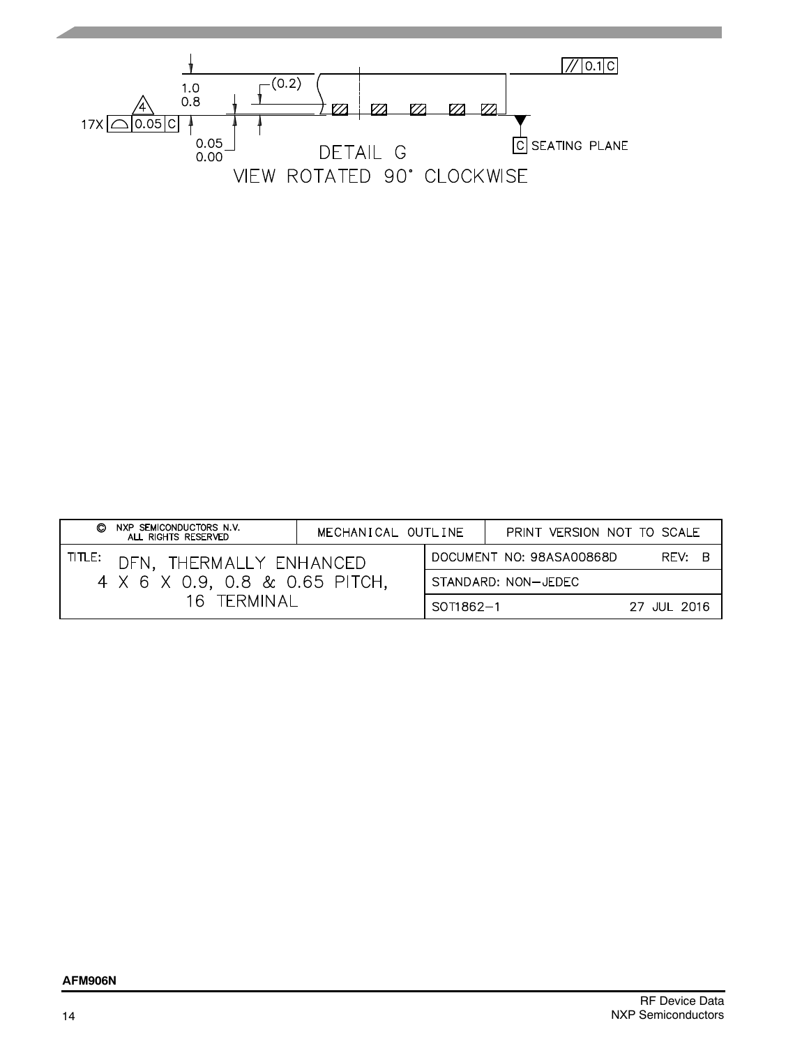17X | ⌓ | 0.05 | C |

1.0
0.8

(0.2)

0.05
0.00

// | 0.1 | C

C SEATING PLANE

DETAIL G
VIEW ROTATED 90° CLOCKWISE

| © NXP SEMICONDUCTORS N.V. ALL RIGHTS RESERVED | MECHANICAL OUTLINE | PRINT VERSION NOT TO SCALE |
| --- | --- | --- |
| TITLE: DFN, THERMALLY ENHANCED 4 X 6 X 0.9, 0.8 & 0.65 PITCH, 16 TERMINAL | DOCUMENT NO: 98ASA00868D | REV: B |
| | STANDARD: NON-JEDEC | |
| | SOT1862-1 | 27 JUL 2016 |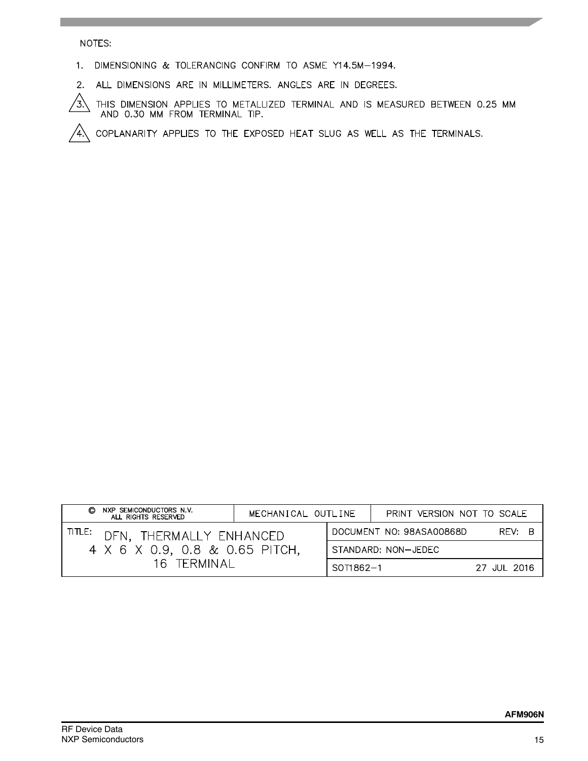NOTES:

1. DIMENSIONING & TOLERANCING CONFIRM TO ASME Y14.5M–1994.

2. ALL DIMENSIONS ARE IN MILLIMETERS. ANGLES ARE IN DEGREES.

3. THIS DIMENSION APPLIES TO METALLIZED TERMINAL AND IS MEASURED BETWEEN 0.25 MM AND 0.30 MM FROM TERMINAL TIP.

4. COPLANARITY APPLIES TO THE EXPOSED HEAT SLUG AS WELL AS THE TERMINALS.

| © NXP SEMICONDUCTORS N.V. ALL RIGHTS RESERVED | MECHANICAL OUTLINE | PRINT VERSION NOT TO SCALE |
| --- | --- | --- |
| TITLE: DFN, THERMALLY ENHANCED 4 X 6 X 0.9, 0.8 & 0.65 PITCH, 16 TERMINAL | DOCUMENT NO: 98ASA00868D | REV: B |
| | STANDARD: NON–JEDEC | |
| | SOT1862–1 | 27 JUL 2016 |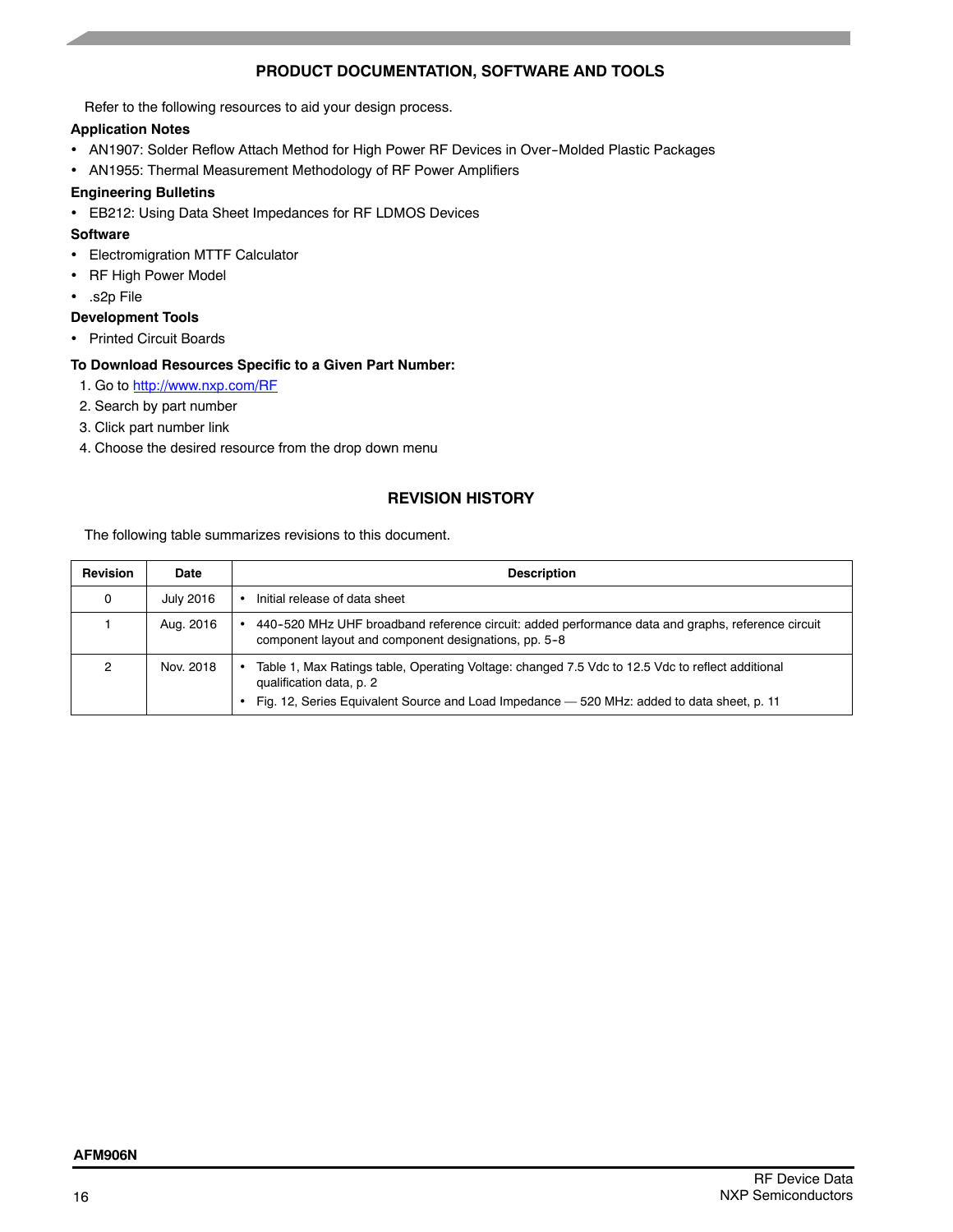## PRODUCT DOCUMENTATION, SOFTWARE AND TOOLS

Refer to the following resources to aid your design process.

**Application Notes**

- AN1907: Solder Reflow Attach Method for High Power RF Devices in Over-Molded Plastic Packages
- AN1955: Thermal Measurement Methodology of RF Power Amplifiers

**Engineering Bulletins**

- EB212: Using Data Sheet Impedances for RF LDMOS Devices

**Software**

- Electromigration MTTF Calculator
- RF High Power Model
- .s2p File

**Development Tools**

- Printed Circuit Boards

**To Download Resources Specific to a Given Part Number:**

1. Go to http://www.nxp.com/RF
2. Search by part number
3. Click part number link
4. Choose the desired resource from the drop down menu

## REVISION HISTORY

The following table summarizes revisions to this document.

| Revision | Date | Description |
|---|---|---|
| 0 | July 2016 | • Initial release of data sheet |
| 1 | Aug. 2016 | • 440-520 MHz UHF broadband reference circuit: added performance data and graphs, reference circuit component layout and component designations, pp. 5-8 |
| 2 | Nov. 2018 | • Table 1, Max Ratings table, Operating Voltage: changed 7.5 Vdc to 12.5 Vdc to reflect additional qualification data, p. 2<br>• Fig. 12, Series Equivalent Source and Load Impedance — 520 MHz: added to data sheet, p. 11 |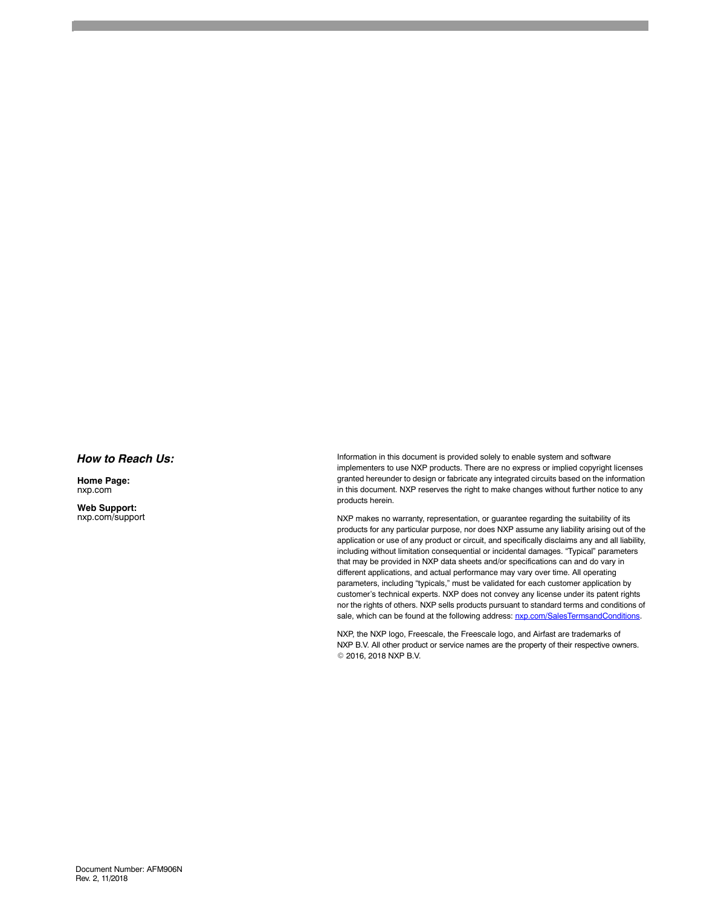## *How to Reach Us:*

**Home Page:**
nxp.com

**Web Support:**
nxp.com/support

Information in this document is provided solely to enable system and software implementers to use NXP products. There are no express or implied copyright licenses granted hereunder to design or fabricate any integrated circuits based on the information in this document. NXP reserves the right to make changes without further notice to any products herein.

NXP makes no warranty, representation, or guarantee regarding the suitability of its products for any particular purpose, nor does NXP assume any liability arising out of the application or use of any product or circuit, and specifically disclaims any and all liability, including without limitation consequential or incidental damages. "Typical" parameters that may be provided in NXP data sheets and/or specifications can and do vary in different applications, and actual performance may vary over time. All operating parameters, including "typicals," must be validated for each customer application by customer's technical experts. NXP does not convey any license under its patent rights nor the rights of others. NXP sells products pursuant to standard terms and conditions of sale, which can be found at the following address: nxp.com/SalesTermsandConditions.

NXP, the NXP logo, Freescale, the Freescale logo, and Airfast are trademarks of NXP B.V. All other product or service names are the property of their respective owners.
© 2016, 2018 NXP B.V.

Document Number: AFM906N
Rev. 2, 11/2018